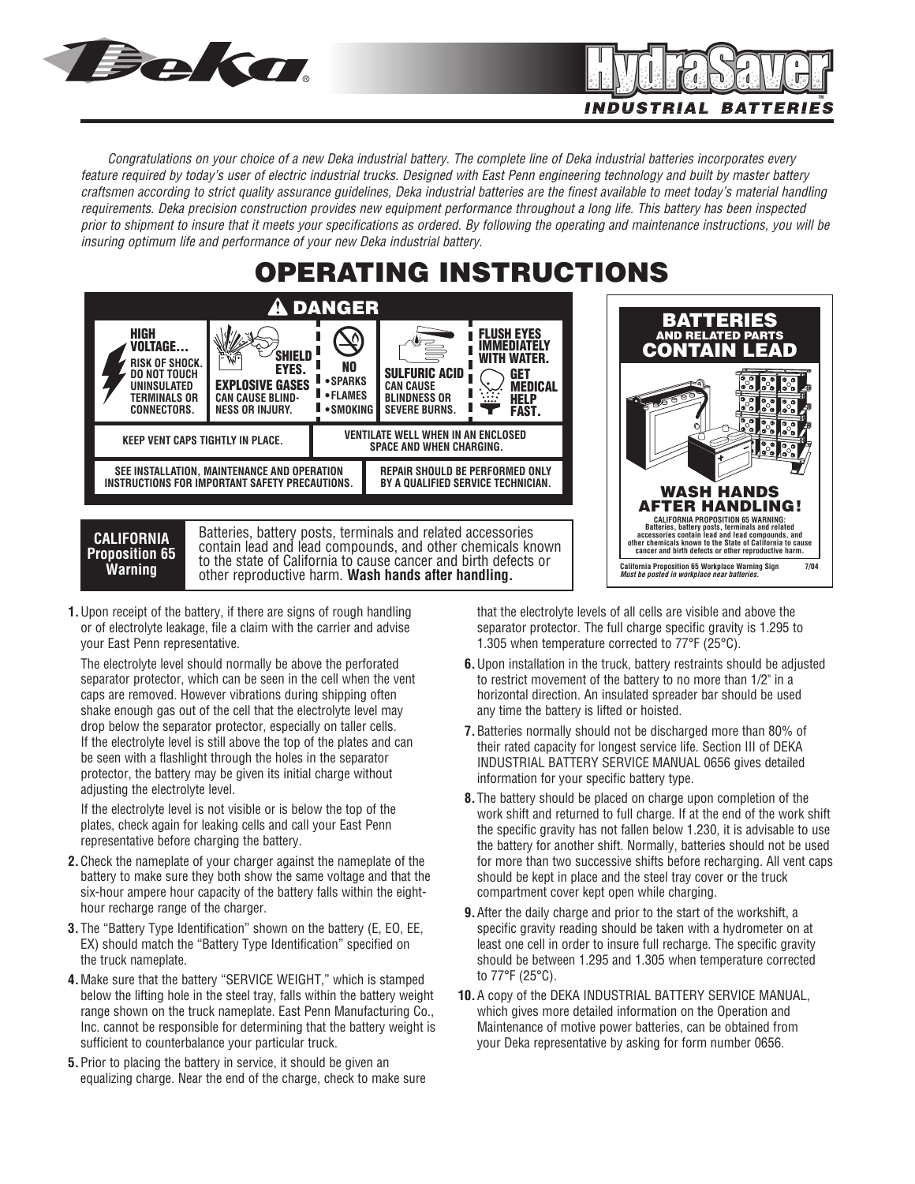# Deka HydraSaver™ INDUSTRIAL BATTERIES

*Congratulations on your choice of a new Deka industrial battery. The complete line of Deka industrial batteries incorporates every feature required by today's user of electric industrial trucks. Designed with East Penn engineering technology and built by master battery craftsmen according to strict quality assurance guidelines, Deka industrial batteries are the finest available to meet today's material handling requirements. Deka precision construction provides new equipment performance throughout a long life. This battery has been inspected prior to shipment to insure that it meets your specifications as ordered. By following the operating and maintenance instructions, you will be insuring optimum life and performance of your new Deka industrial battery.*

# OPERATING INSTRUCTIONS

**⚠ DANGER**

**HIGH VOLTAGE... RISK OF SHOCK. DO NOT TOUCH UNINSULATED TERMINALS OR CONNECTORS.**

**SHIELD EYES. EXPLOSIVE GASES CAN CAUSE BLINDNESS OR INJURY.**

**NO • SPARKS • FLAMES • SMOKING**

**SULFURIC ACID CAN CAUSE BLINDNESS OR SEVERE BURNS.**

**FLUSH EYES IMMEDIATELY WITH WATER. GET MEDICAL HELP FAST.**

**KEEP VENT CAPS TIGHTLY IN PLACE.**

**VENTILATE WELL WHEN IN AN ENCLOSED SPACE AND WHEN CHARGING.**

**SEE INSTALLATION, MAINTENANCE AND OPERATION INSTRUCTIONS FOR IMPORTANT SAFETY PRECAUTIONS.**

**REPAIR SHOULD BE PERFORMED ONLY BY A QUALIFIED SERVICE TECHNICIAN.**

**BATTERIES AND RELATED PARTS CONTAIN LEAD**

**WASH HANDS AFTER HANDLING!**

**CALIFORNIA PROPOSITION 65 WARNING: Batteries, battery posts, terminals and related accessories contain lead and lead compounds, and other chemicals known to the State of California to cause cancer and birth defects or other reproductive harm.**

California Proposition 65 Workplace Warning Sign 7/04
*Must be posted in workplace near batteries.*

**CALIFORNIA Proposition 65 Warning**

Batteries, battery posts, terminals and related accessories contain lead and lead compounds, and other chemicals known to the state of California to cause cancer and birth defects or other reproductive harm. **Wash hands after handling.**

1. Upon receipt of the battery, if there are signs of rough handling or of electrolyte leakage, file a claim with the carrier and advise your East Penn representative.

   The electrolyte level should normally be above the perforated separator protector, which can be seen in the cell when the vent caps are removed. However vibrations during shipping often shake enough gas out of the cell that the electrolyte level may drop below the separator protector, especially on taller cells. If the electrolyte level is still above the top of the plates and can be seen with a flashlight through the holes in the separator protector, the battery may be given its initial charge without adjusting the electrolyte level.

   If the electrolyte level is not visible or is below the top of the plates, check again for leaking cells and call your East Penn representative before charging the battery.

2. Check the nameplate of your charger against the nameplate of the battery to make sure they both show the same voltage and that the six-hour ampere hour capacity of the battery falls within the eight-hour recharge range of the charger.

3. The "Battery Type Identification" shown on the battery (E, EO, EE, EX) should match the "Battery Type Identification" specified on the truck nameplate.

4. Make sure that the battery "SERVICE WEIGHT," which is stamped below the lifting hole in the steel tray, falls within the battery weight range shown on the truck nameplate. East Penn Manufacturing Co., Inc. cannot be responsible for determining that the battery weight is sufficient to counterbalance your particular truck.

5. Prior to placing the battery in service, it should be given an equalizing charge. Near the end of the charge, check to make sure that the electrolyte levels of all cells are visible and above the separator protector. The full charge specific gravity is 1.295 to 1.305 when temperature corrected to 77°F (25°C).

6. Upon installation in the truck, battery restraints should be adjusted to restrict movement of the battery to no more than 1/2" in a horizontal direction. An insulated spreader bar should be used any time the battery is lifted or hoisted.

7. Batteries normally should not be discharged more than 80% of their rated capacity for longest service life. Section III of DEKA INDUSTRIAL BATTERY SERVICE MANUAL 0656 gives detailed information for your specific battery type.

8. The battery should be placed on charge upon completion of the work shift and returned to full charge. If at the end of the work shift the specific gravity has not fallen below 1.230, it is advisable to use the battery for another shift. Normally, batteries should not be used for more than two successive shifts before recharging. All vent caps should be kept in place and the steel tray cover or the truck compartment cover kept open while charging.

9. After the daily charge and prior to the start of the workshift, a specific gravity reading should be taken with a hydrometer on at least one cell in order to insure full recharge. The specific gravity should be between 1.295 and 1.305 when temperature corrected to 77°F (25°C).

10. A copy of the DEKA INDUSTRIAL BATTERY SERVICE MANUAL, which gives more detailed information on the Operation and Maintenance of motive power batteries, can be obtained from your Deka representative by asking for form number 0656.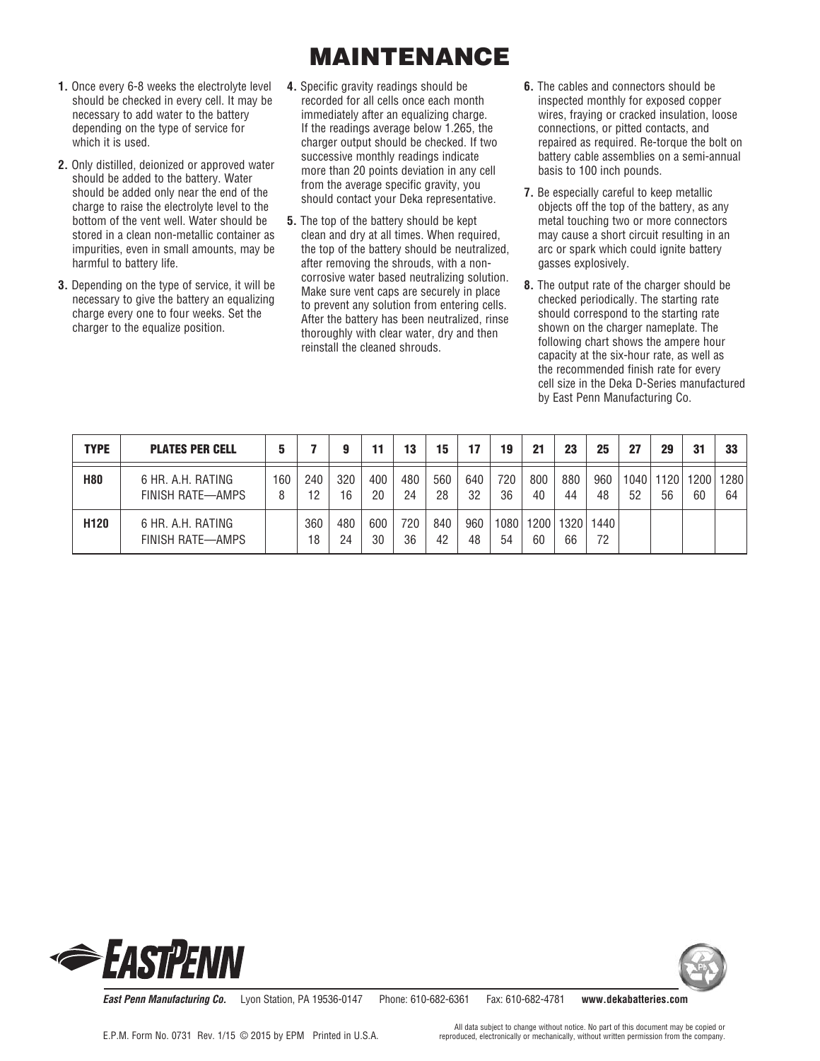# MAINTENANCE

**1.** Once every 6-8 weeks the electrolyte level should be checked in every cell. It may be necessary to add water to the battery depending on the type of service for which it is used.

**2.** Only distilled, deionized or approved water should be added to the battery. Water should be added only near the end of the charge to raise the electrolyte level to the bottom of the vent well. Water should be stored in a clean non-metallic container as impurities, even in small amounts, may be harmful to battery life.

**3.** Depending on the type of service, it will be necessary to give the battery an equalizing charge every one to four weeks. Set the charger to the equalize position.

**4.** Specific gravity readings should be recorded for all cells once each month immediately after an equalizing charge. If the readings average below 1.265, the charger output should be checked. If two successive monthly readings indicate more than 20 points deviation in any cell from the average specific gravity, you should contact your Deka representative.

**5.** The top of the battery should be kept clean and dry at all times. When required, the top of the battery should be neutralized, after removing the shrouds, with a non-corrosive water based neutralizing solution. Make sure vent caps are securely in place to prevent any solution from entering cells. After the battery has been neutralized, rinse thoroughly with clear water, dry and then reinstall the cleaned shrouds.

**6.** The cables and connectors should be inspected monthly for exposed copper wires, fraying or cracked insulation, loose connections, or pitted contacts, and repaired as required. Re-torque the bolt on battery cable assemblies on a semi-annual basis to 100 inch pounds.

**7.** Be especially careful to keep metallic objects off the top of the battery, as any metal touching two or more connectors may cause a short circuit resulting in an arc or spark which could ignite battery gasses explosively.

**8.** The output rate of the charger should be checked periodically. The starting rate should correspond to the starting rate shown on the charger nameplate. The following chart shows the ampere hour capacity at the six-hour rate, as well as the recommended finish rate for every cell size in the Deka D-Series manufactured by East Penn Manufacturing Co.

| TYPE | PLATES PER CELL | 5 | 7 | 9 | 11 | 13 | 15 | 17 | 19 | 21 | 23 | 25 | 27 | 29 | 31 | 33 |
|---|---|---|---|---|---|---|---|---|---|---|---|---|---|---|---|---|
| H80 | 6 HR. A.H. RATING<br>FINISH RATE—AMPS | 160<br>8 | 240<br>12 | 320<br>16 | 400<br>20 | 480<br>24 | 560<br>28 | 640<br>32 | 720<br>36 | 800<br>40 | 880<br>44 | 960<br>48 | 1040<br>52 | 1120<br>56 | 1200<br>60 | 1280<br>64 |
| H120 | 6 HR. A.H. RATING<br>FINISH RATE—AMPS | | 360<br>18 | 480<br>24 | 600<br>30 | 720<br>36 | 840<br>42 | 960<br>48 | 1080<br>54 | 1200<br>60 | 1320<br>66 | 1440<br>72 | | | | |

EASTPENN

***East Penn Manufacturing Co.*** Lyon Station, PA 19536-0147 Phone: 610-682-6361 Fax: 610-682-4781 **www.dekabatteries.com**

E.P.M. Form No. 0731 Rev. 1/15 © 2015 by EPM Printed in U.S.A.

All data subject to change without notice. No part of this document may be copied or reproduced, electronically or mechanically, without written permission from the company.